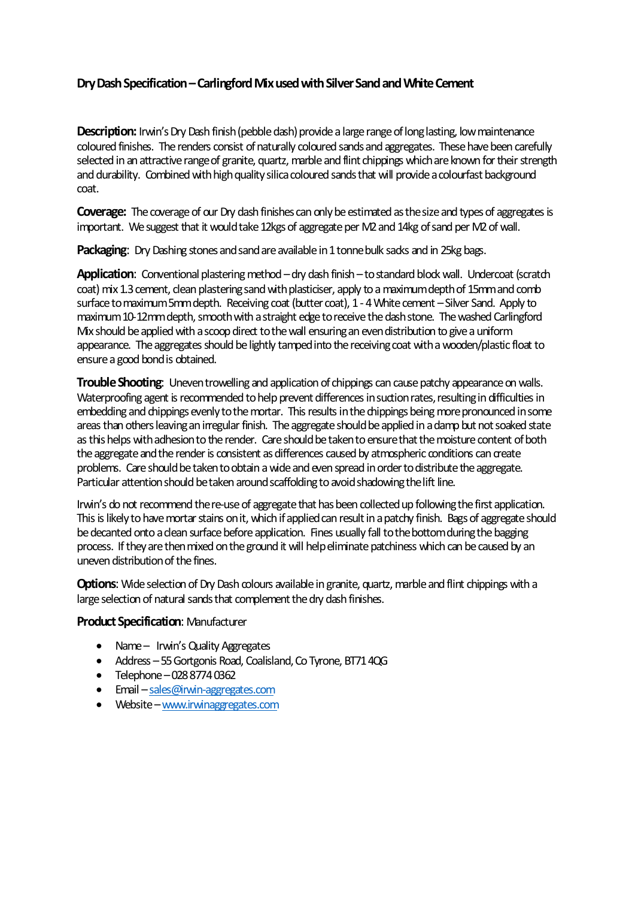# Dry Dash Specification – Carlingford Mix used with Silver Sand and White Cement

**Description:** Irwin's Dry Dash finish (pebble dash) provide a large range of long lasting, low maintenance coloured finishes. The renders consist of naturally coloured sands and aggregates. These have been carefully selected in an attractive range of granite, quartz, marble and flint chippings which are known for their strength and durability. Combined with high quality silica coloured sands that will provide a colourfast background coat.

**Coverage:** The coverage of our Dry dash finishes can only be estimated as the size and types of aggregates is important. We suggest that it would take 12kgs of aggregate per M2 and 14kg of sand per M2 of wall.

**Packaging**: Dry Dashing stones and sand are available in 1 tonne bulk sacks and in 25kg bags.

**Application**: Conventional plastering method – dry dash finish – to standard block wall. Undercoat (scratch coat) mix 1.3 cement, clean plastering sand with plasticiser, apply to a maximum depth of 15mm and comb surface to maximum 5mm depth. Receiving coat (butter coat), 1 - 4 White cement – Silver Sand. Apply to maximum 10-12mm depth, smooth with a straight edge to receive the dash stone. The washed Carlingford Mix should be applied with a scoop direct to the wall ensuring an even distribution to give a uniform appearance. The aggregates should be lightly tamped into the receiving coat with a wooden/plastic float to ensure a good bond is obtained.

**Trouble Shooting**: Uneven trowelling and application of chippings can cause patchy appearance on walls. Waterproofing agent is recommended to help prevent differences in suction rates, resulting in difficulties in embedding and chippings evenly to the mortar. This results in the chippings being more pronounced in some areas than others leaving an irregular finish. The aggregate should be applied in a damp but not soaked state as this helps with adhesion to the render. Care should be taken to ensure that the moisture content of both the aggregate and the render is consistent as differences caused by atmospheric conditions can create problems. Care should be taken to obtain a wide and even spread in order to distribute the aggregate. Particular attention should be taken around scaffolding to avoid shadowing the lift line.

Irwin's do not recommend the re-use of aggregate that has been collected up following the first application. This is likely to have mortar stains on it, which if applied can result in a patchy finish. Bags of aggregate should be decanted onto a clean surface before application. Fines usually fall to the bottom during the bagging process. If they are then mixed on the ground it will help eliminate patchiness which can be caused by an uneven distribution of the fines.

**Options**: Wide selection of Dry Dash colours available in granite, quartz, marble and flint chippings with a large selection of natural sands that complement the dry dash finishes.

**Product Specification**: Manufacturer

- Name – Irwin's Quality Aggregates
- Address – 55 Gortgonis Road, Coalisland, Co Tyrone, BT71 4QG
- Telephone – 028 8774 0362
- Email – sales@irwin-aggregates.com
- Website – www.irwinaggregates.com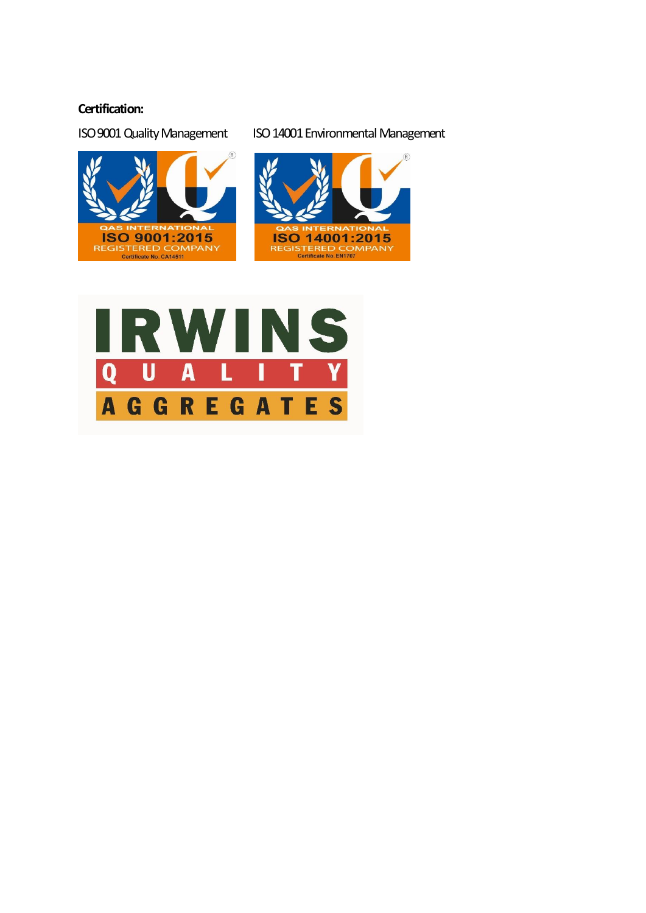**Certification:**

ISO 9001 Quality Management

ISO 14001 Environmental Management